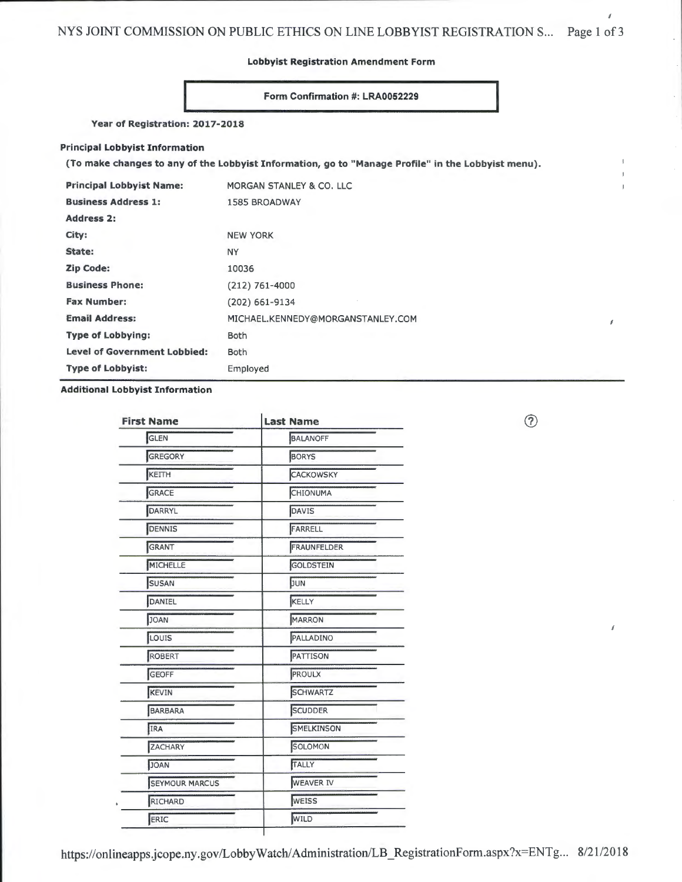## Lobbyist Registration Amendment Form

**Form Confirmation #: LRA0052229**

**Year of Registration: 2017-2018**

### Principal Lobbyist Information

**(To make changes to any of the Lobbyist Information, go to "Manage Profile" in the Lobbyist menu).**

| | |
|---|---|
| **Principal Lobbyist Name:** | MORGAN STANLEY & CO. LLC |
| **Business Address 1:** | 1585 BROADWAY |
| **Address 2:** | |
| **City:** | NEW YORK |
| **State:** | NY |
| **Zip Code:** | 10036 |
| **Business Phone:** | (212) 761-4000 |
| **Fax Number:** | (202) 661-9134 |
| **Email Address:** | MICHAEL.KENNEDY@MORGANSTANLEY.COM |
| **Type of Lobbying:** | Both |
| **Level of Government Lobbied:** | Both |
| **Type of Lobbyist:** | Employed |

### Additional Lobbyist Information

| First Name | Last Name |
|---|---|
| GLEN | BALANOFF |
| GREGORY | BORYS |
| KEITH | CACKOWSKY |
| GRACE | CHIONUMA |
| DARRYL | DAVIS |
| DENNIS | FARRELL |
| GRANT | FRAUNFELDER |
| MICHELLE | GOLDSTEIN |
| SUSAN | JUN |
| DANIEL | KELLY |
| JOAN | MARRON |
| LOUIS | PALLADINO |
| ROBERT | PATTISON |
| GEOFF | PROULX |
| KEVIN | SCHWARTZ |
| BARBARA | SCUDDER |
| IRA | SMELKINSON |
| ZACHARY | SOLOMON |
| JOAN | TALLY |
| SEYMOUR MARCUS | WEAVER IV |
| RICHARD | WEISS |
| ERIC | WILD |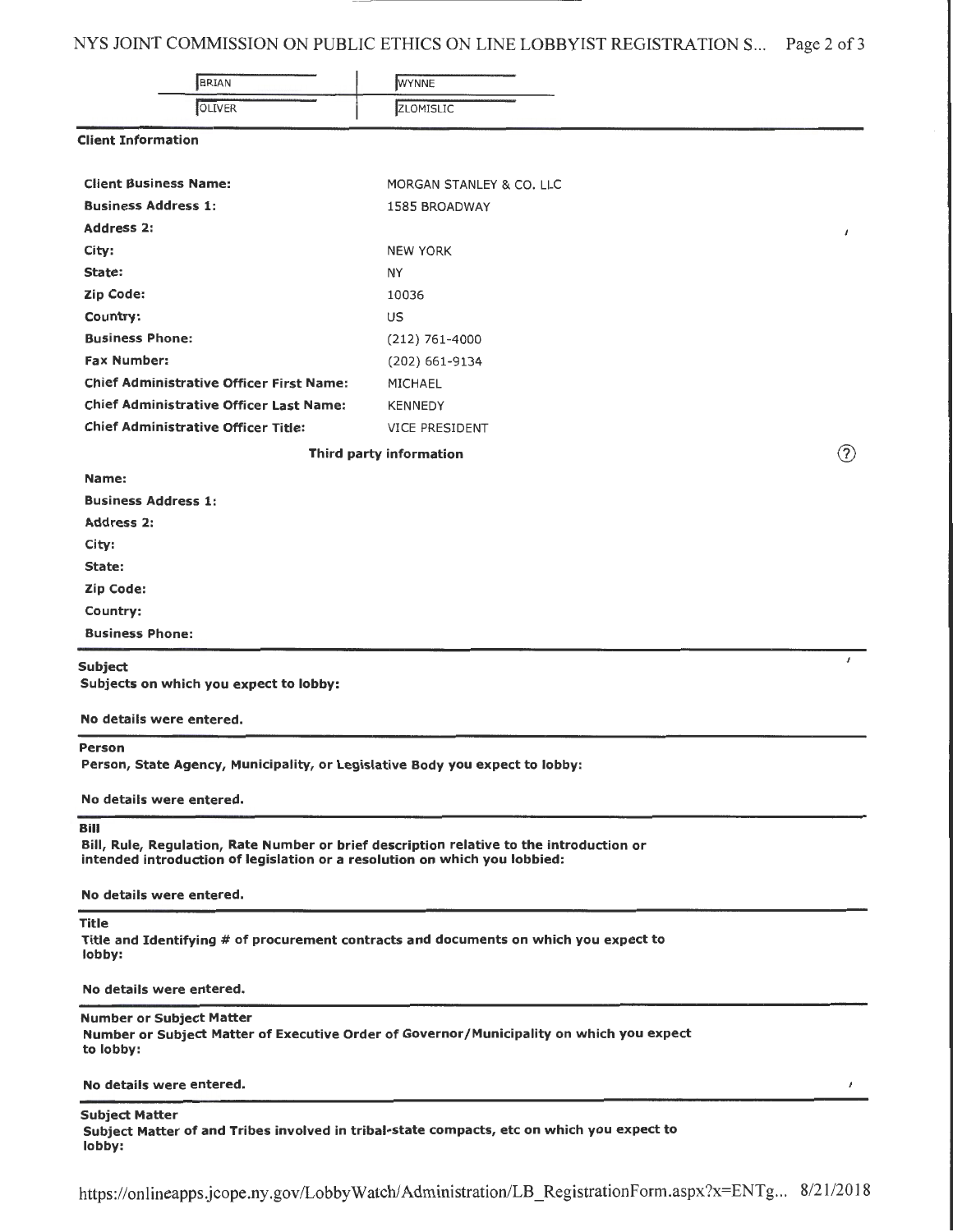| | |
|---|---|
| BRIAN | WYNNE |
| OLIVER | ZLOMISLIC |

### Client Information

| | |
|---|---|
| **Client Business Name:** | MORGAN STANLEY & CO. LLC |
| **Business Address 1:** | 1585 BROADWAY |
| **Address 2:** | |
| **City:** | NEW YORK |
| **State:** | NY |
| **Zip Code:** | 10036 |
| **Country:** | US |
| **Business Phone:** | (212) 761-4000 |
| **Fax Number:** | (202) 661-9134 |
| **Chief Administrative Officer First Name:** | MICHAEL |
| **Chief Administrative Officer Last Name:** | KENNEDY |
| **Chief Administrative Officer Title:** | VICE PRESIDENT |

**Third party information**

| | |
|---|---|
| **Name:** | |
| **Business Address 1:** | |
| **Address 2:** | |
| **City:** | |
| **State:** | |
| **Zip Code:** | |
| **Country:** | |
| **Business Phone:** | |

### Subject

**Subjects on which you expect to lobby:**

**No details were entered.**

### Person

**Person, State Agency, Municipality, or Legislative Body you expect to lobby:**

**No details were entered.**

### Bill

**Bill, Rule, Regulation, Rate Number or brief description relative to the introduction or intended introduction of legislation or a resolution on which you lobbied:**

**No details were entered.**

### Title

**Title and Identifying # of procurement contracts and documents on which you expect to lobby:**

**No details were entered.**

### Number or Subject Matter

**Number or Subject Matter of Executive Order of Governor/Municipality on which you expect to lobby:**

**No details were entered.**

### Subject Matter

**Subject Matter of and Tribes involved in tribal-state compacts, etc on which you expect to lobby:**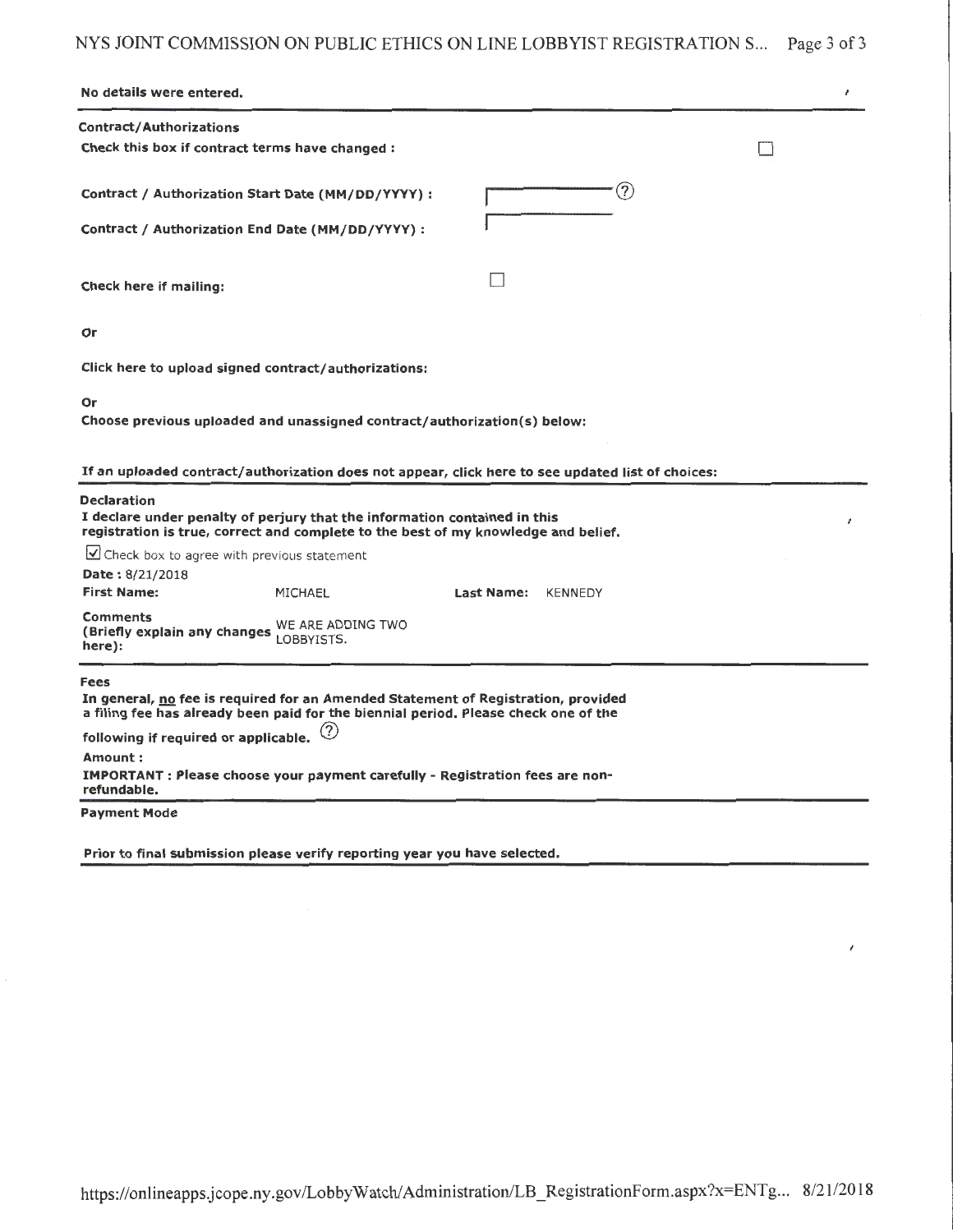No details were entered.

**Contract/Authorizations**

Check this box if contract terms have changed : ☐

Contract / Authorization Start Date (MM/DD/YYYY) :

Contract / Authorization End Date (MM/DD/YYYY) :

Check here if mailing: ☐

Or

Click here to upload signed contract/authorizations:

Or

Choose previous uploaded and unassigned contract/authorization(s) below:

If an uploaded contract/authorization does not appear, click here to see updated list of choices:

**Declaration**

I declare under penalty of perjury that the information contained in this registration is true, correct and complete to the best of my knowledge and belief.

☑ Check box to agree with previous statement

Date : 8/21/2018

| | | | |
|---|---|---|---|
| First Name: | MICHAEL | Last Name: | KENNEDY |

Comments (Briefly explain any changes here): WE ARE ADDING TWO LOBBYISTS.

**Fees**

In general, no fee is required for an Amended Statement of Registration, provided a filing fee has already been paid for the biennial period. Please check one of the following if required or applicable.

Amount :

IMPORTANT : Please choose your payment carefully - Registration fees are non-refundable.

**Payment Mode**

Prior to final submission please verify reporting year you have selected.